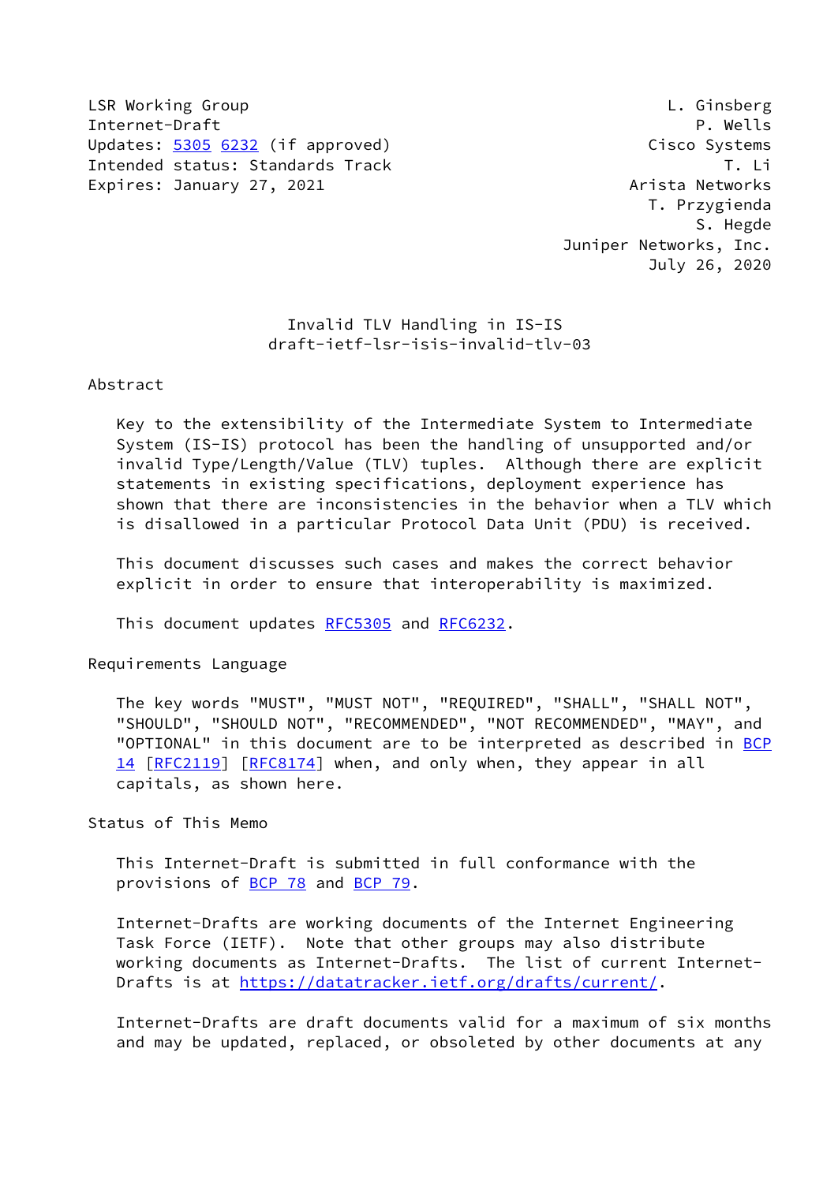LSR Working Group L. Ginsberg
Internet-Draft P. Wells
Updates: 5305 6232 (if approved) Cisco Systems
Intended status: Standards Track T. Li
Expires: January 27, 2021 Arista Networks
T. Przygienda
S. Hegde
Juniper Networks, Inc.
July 26, 2020

# Invalid TLV Handling in IS-IS
draft-ietf-lsr-isis-invalid-tlv-03

## Abstract

Key to the extensibility of the Intermediate System to Intermediate System (IS-IS) protocol has been the handling of unsupported and/or invalid Type/Length/Value (TLV) tuples. Although there are explicit statements in existing specifications, deployment experience has shown that there are inconsistencies in the behavior when a TLV which is disallowed in a particular Protocol Data Unit (PDU) is received.

This document discusses such cases and makes the correct behavior explicit in order to ensure that interoperability is maximized.

This document updates RFC5305 and RFC6232.

## Requirements Language

The key words "MUST", "MUST NOT", "REQUIRED", "SHALL", "SHALL NOT", "SHOULD", "SHOULD NOT", "RECOMMENDED", "NOT RECOMMENDED", "MAY", and "OPTIONAL" in this document are to be interpreted as described in BCP 14 [RFC2119] [RFC8174] when, and only when, they appear in all capitals, as shown here.

## Status of This Memo

This Internet-Draft is submitted in full conformance with the provisions of BCP 78 and BCP 79.

Internet-Drafts are working documents of the Internet Engineering Task Force (IETF). Note that other groups may also distribute working documents as Internet-Drafts. The list of current Internet-Drafts is at https://datatracker.ietf.org/drafts/current/.

Internet-Drafts are draft documents valid for a maximum of six months and may be updated, replaced, or obsoleted by other documents at any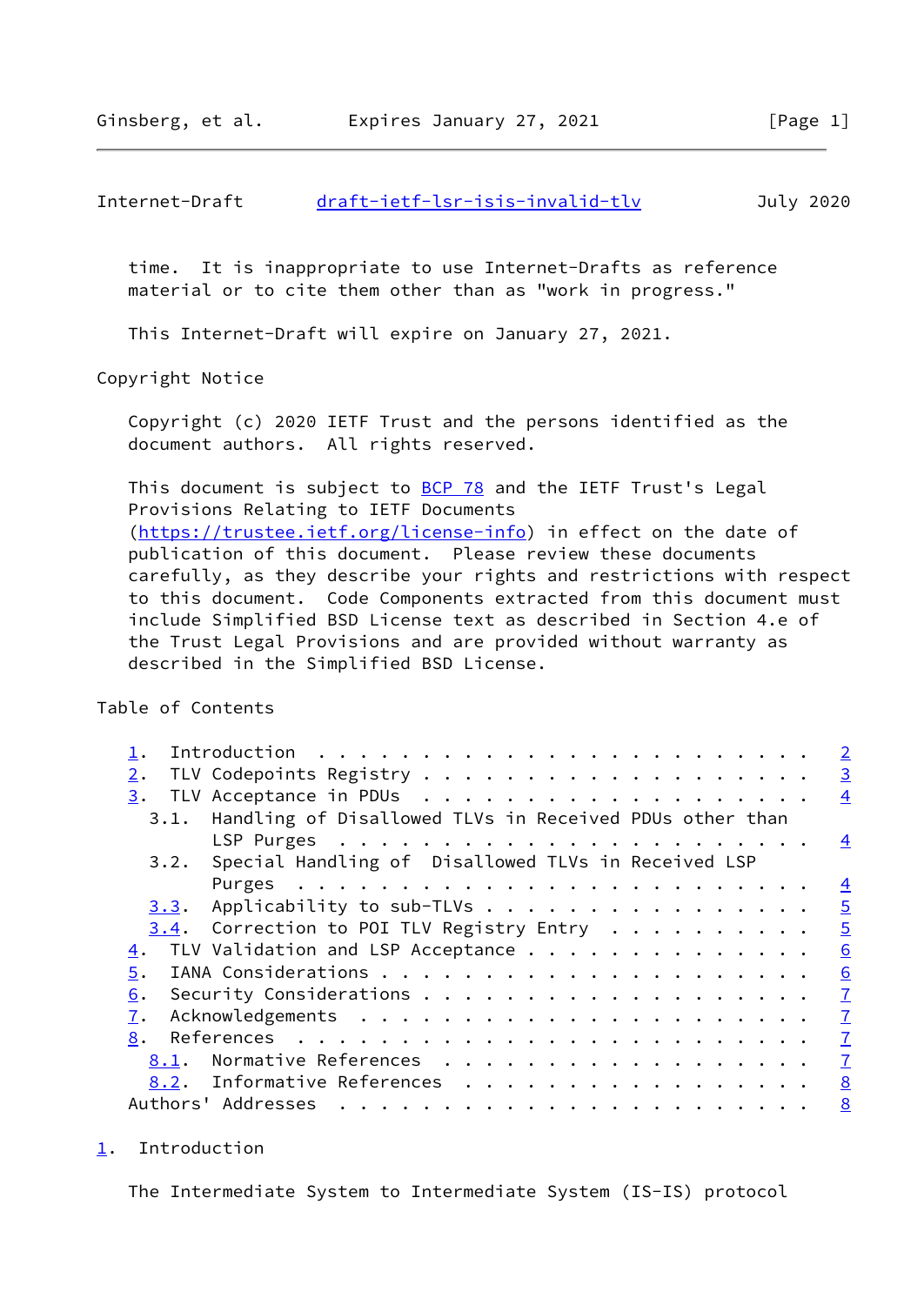time. It is inappropriate to use Internet-Drafts as reference material or to cite them other than as "work in progress."

This Internet-Draft will expire on January 27, 2021.

## Copyright Notice

Copyright (c) 2020 IETF Trust and the persons identified as the document authors. All rights reserved.

This document is subject to BCP 78 and the IETF Trust's Legal Provisions Relating to IETF Documents (https://trustee.ietf.org/license-info) in effect on the date of publication of this document. Please review these documents carefully, as they describe your rights and restrictions with respect to this document. Code Components extracted from this document must include Simplified BSD License text as described in Section 4.e of the Trust Legal Provisions and are provided without warranty as described in the Simplified BSD License.

## Table of Contents

```
   1.  Introduction  . . . . . . . . . . . . . . . . . . . . . . . .   2
   2.  TLV Codepoints Registry . . . . . . . . . . . . . . . . . . .   3
   3.  TLV Acceptance in PDUs  . . . . . . . . . . . . . . . . . . .   4
     3.1.  Handling of Disallowed TLVs in Received PDUs other than
           LSP Purges  . . . . . . . . . . . . . . . . . . . . . . .   4
     3.2.  Special Handling of  Disallowed TLVs in Received LSP
           Purges  . . . . . . . . . . . . . . . . . . . . . . . . .   4
     3.3.  Applicability to sub-TLVs . . . . . . . . . . . . . . . .   5
     3.4.  Correction to POI TLV Registry Entry  . . . . . . . . . .   5
   4.  TLV Validation and LSP Acceptance . . . . . . . . . . . . . .   6
   5.  IANA Considerations . . . . . . . . . . . . . . . . . . . . .   6
   6.  Security Considerations . . . . . . . . . . . . . . . . . . .   7
   7.  Acknowledgements  . . . . . . . . . . . . . . . . . . . . . .   7
   8.  References  . . . . . . . . . . . . . . . . . . . . . . . . .   7
     8.1.  Normative References  . . . . . . . . . . . . . . . . . .   7
     8.2.  Informative References  . . . . . . . . . . . . . . . . .   8
   Authors' Addresses  . . . . . . . . . . . . . . . . . . . . . . .   8
```

## 1. Introduction

The Intermediate System to Intermediate System (IS-IS) protocol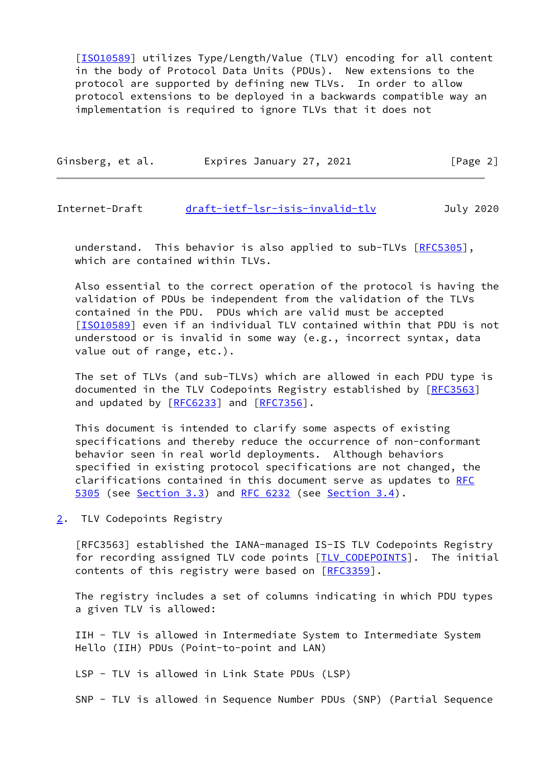[ISO10589] utilizes Type/Length/Value (TLV) encoding for all content in the body of Protocol Data Units (PDUs). New extensions to the protocol are supported by defining new TLVs. In order to allow protocol extensions to be deployed in a backwards compatible way an implementation is required to ignore TLVs that it does not understand. This behavior is also applied to sub-TLVs [RFC5305], which are contained within TLVs.

Also essential to the correct operation of the protocol is having the validation of PDUs be independent from the validation of the TLVs contained in the PDU. PDUs which are valid must be accepted [ISO10589] even if an individual TLV contained within that PDU is not understood or is invalid in some way (e.g., incorrect syntax, data value out of range, etc.).

The set of TLVs (and sub-TLVs) which are allowed in each PDU type is documented in the TLV Codepoints Registry established by [RFC3563] and updated by [RFC6233] and [RFC7356].

This document is intended to clarify some aspects of existing specifications and thereby reduce the occurrence of non-conformant behavior seen in real world deployments. Although behaviors specified in existing protocol specifications are not changed, the clarifications contained in this document serve as updates to RFC 5305 (see Section 3.3) and RFC 6232 (see Section 3.4).

## 2. TLV Codepoints Registry

[RFC3563] established the IANA-managed IS-IS TLV Codepoints Registry for recording assigned TLV code points [TLV_CODEPOINTS]. The initial contents of this registry were based on [RFC3359].

The registry includes a set of columns indicating in which PDU types a given TLV is allowed:

IIH - TLV is allowed in Intermediate System to Intermediate System Hello (IIH) PDUs (Point-to-point and LAN)

LSP - TLV is allowed in Link State PDUs (LSP)

SNP - TLV is allowed in Sequence Number PDUs (SNP) (Partial Sequence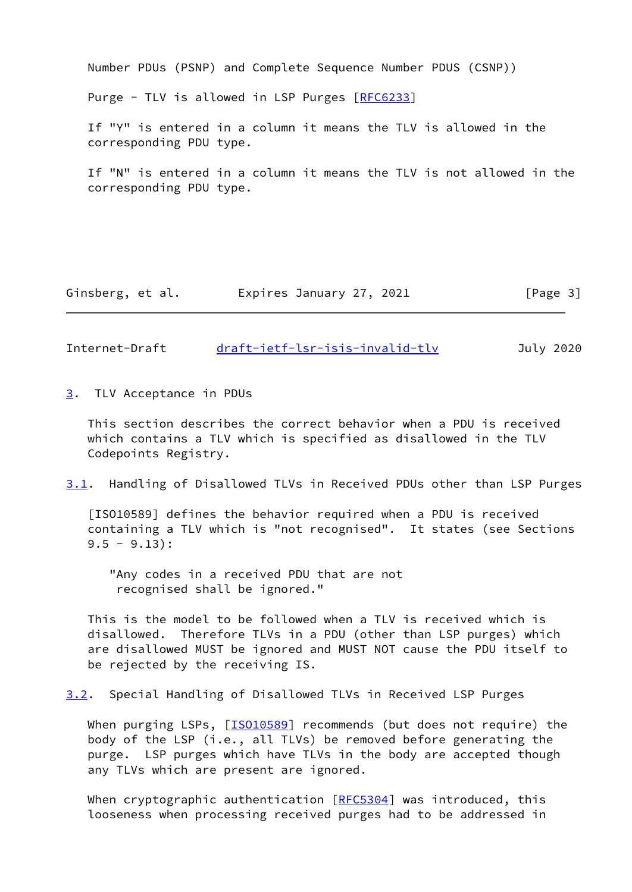Number PDUs (PSNP) and Complete Sequence Number PDUS (CSNP))

Purge - TLV is allowed in LSP Purges [RFC6233]

If "Y" is entered in a column it means the TLV is allowed in the corresponding PDU type.

If "N" is entered in a column it means the TLV is not allowed in the corresponding PDU type.

## 3. TLV Acceptance in PDUs

This section describes the correct behavior when a PDU is received which contains a TLV which is specified as disallowed in the TLV Codepoints Registry.

### 3.1. Handling of Disallowed TLVs in Received PDUs other than LSP Purges

[ISO10589] defines the behavior required when a PDU is received containing a TLV which is "not recognised". It states (see Sections 9.5 - 9.13):

> "Any codes in a received PDU that are not recognised shall be ignored."

This is the model to be followed when a TLV is received which is disallowed. Therefore TLVs in a PDU (other than LSP purges) which are disallowed MUST be ignored and MUST NOT cause the PDU itself to be rejected by the receiving IS.

### 3.2. Special Handling of Disallowed TLVs in Received LSP Purges

When purging LSPs, [ISO10589] recommends (but does not require) the body of the LSP (i.e., all TLVs) be removed before generating the purge. LSP purges which have TLVs in the body are accepted though any TLVs which are present are ignored.

When cryptographic authentication [RFC5304] was introduced, this looseness when processing received purges had to be addressed in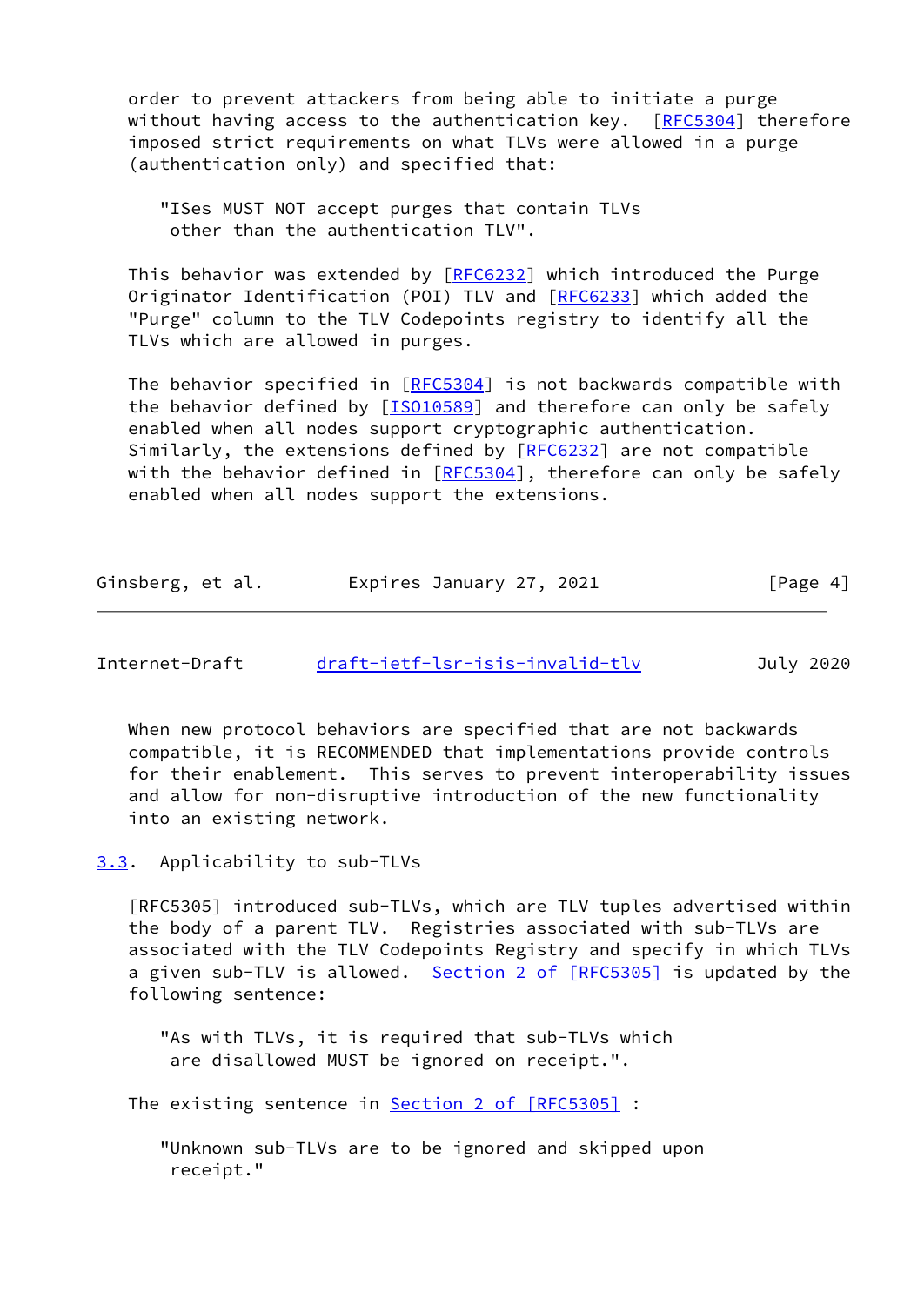order to prevent attackers from being able to initiate a purge without having access to the authentication key. [RFC5304] therefore imposed strict requirements on what TLVs were allowed in a purge (authentication only) and specified that:

> "ISes MUST NOT accept purges that contain TLVs other than the authentication TLV".

This behavior was extended by [RFC6232] which introduced the Purge Originator Identification (POI) TLV and [RFC6233] which added the "Purge" column to the TLV Codepoints registry to identify all the TLVs which are allowed in purges.

The behavior specified in [RFC5304] is not backwards compatible with the behavior defined by [ISO10589] and therefore can only be safely enabled when all nodes support cryptographic authentication. Similarly, the extensions defined by [RFC6232] are not compatible with the behavior defined in [RFC5304], therefore can only be safely enabled when all nodes support the extensions.

When new protocol behaviors are specified that are not backwards compatible, it is RECOMMENDED that implementations provide controls for their enablement. This serves to prevent interoperability issues and allow for non-disruptive introduction of the new functionality into an existing network.

### 3.3. Applicability to sub-TLVs

[RFC5305] introduced sub-TLVs, which are TLV tuples advertised within the body of a parent TLV. Registries associated with sub-TLVs are associated with the TLV Codepoints Registry and specify in which TLVs a given sub-TLV is allowed. Section 2 of [RFC5305] is updated by the following sentence:

> "As with TLVs, it is required that sub-TLVs which are disallowed MUST be ignored on receipt.".

The existing sentence in Section 2 of [RFC5305] :

> "Unknown sub-TLVs are to be ignored and skipped upon receipt."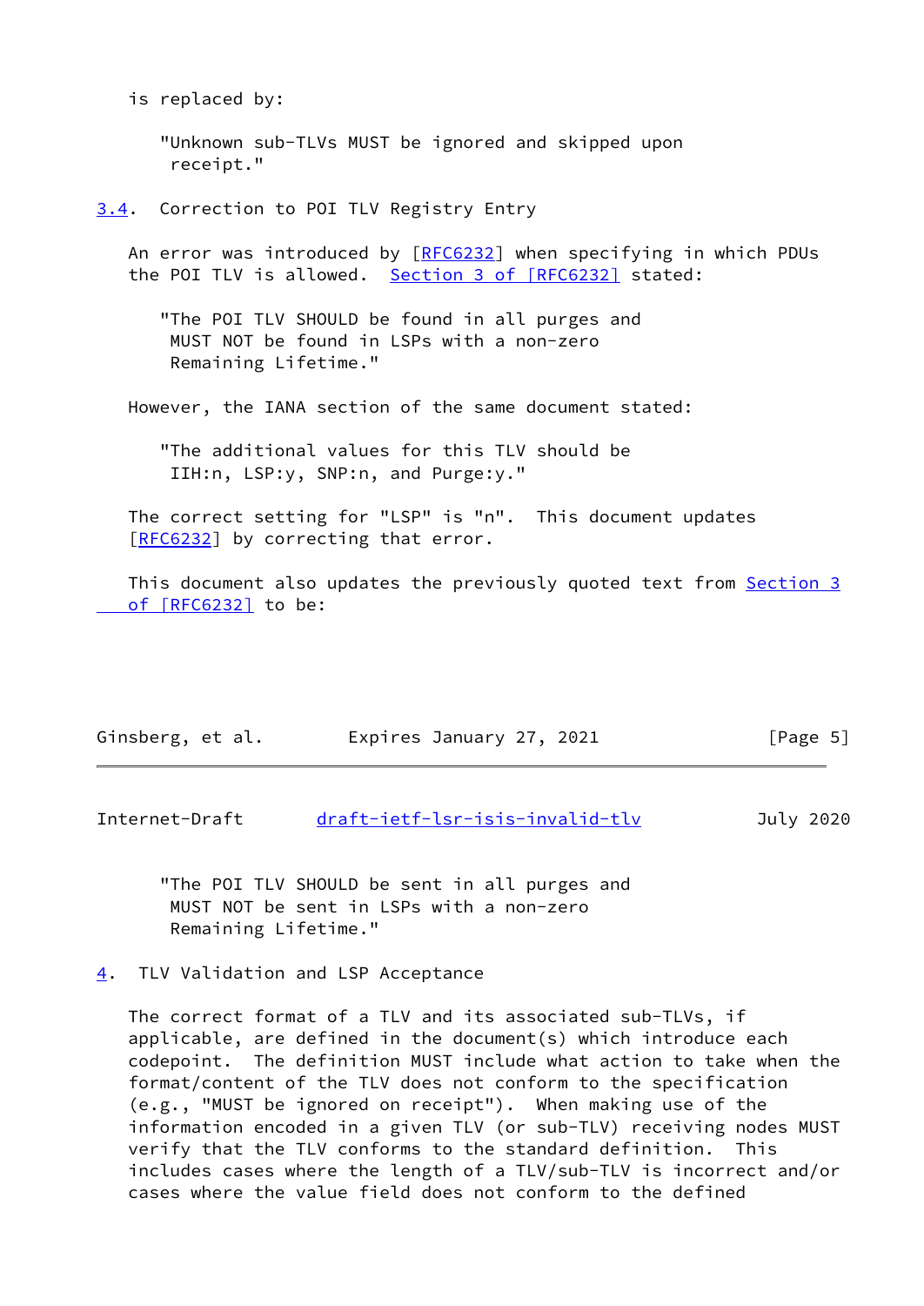is replaced by:

> "Unknown sub-TLVs MUST be ignored and skipped upon receipt."

## 3.4. Correction to POI TLV Registry Entry

An error was introduced by [RFC6232] when specifying in which PDUs the POI TLV is allowed. Section 3 of [RFC6232] stated:

> "The POI TLV SHOULD be found in all purges and MUST NOT be found in LSPs with a non-zero Remaining Lifetime."

However, the IANA section of the same document stated:

> "The additional values for this TLV should be IIH:n, LSP:y, SNP:n, and Purge:y."

The correct setting for "LSP" is "n". This document updates [RFC6232] by correcting that error.

This document also updates the previously quoted text from Section 3 of [RFC6232] to be:

> "The POI TLV SHOULD be sent in all purges and MUST NOT be sent in LSPs with a non-zero Remaining Lifetime."

# 4. TLV Validation and LSP Acceptance

The correct format of a TLV and its associated sub-TLVs, if applicable, are defined in the document(s) which introduce each codepoint. The definition MUST include what action to take when the format/content of the TLV does not conform to the specification (e.g., "MUST be ignored on receipt"). When making use of the information encoded in a given TLV (or sub-TLV) receiving nodes MUST verify that the TLV conforms to the standard definition. This includes cases where the length of a TLV/sub-TLV is incorrect and/or cases where the value field does not conform to the defined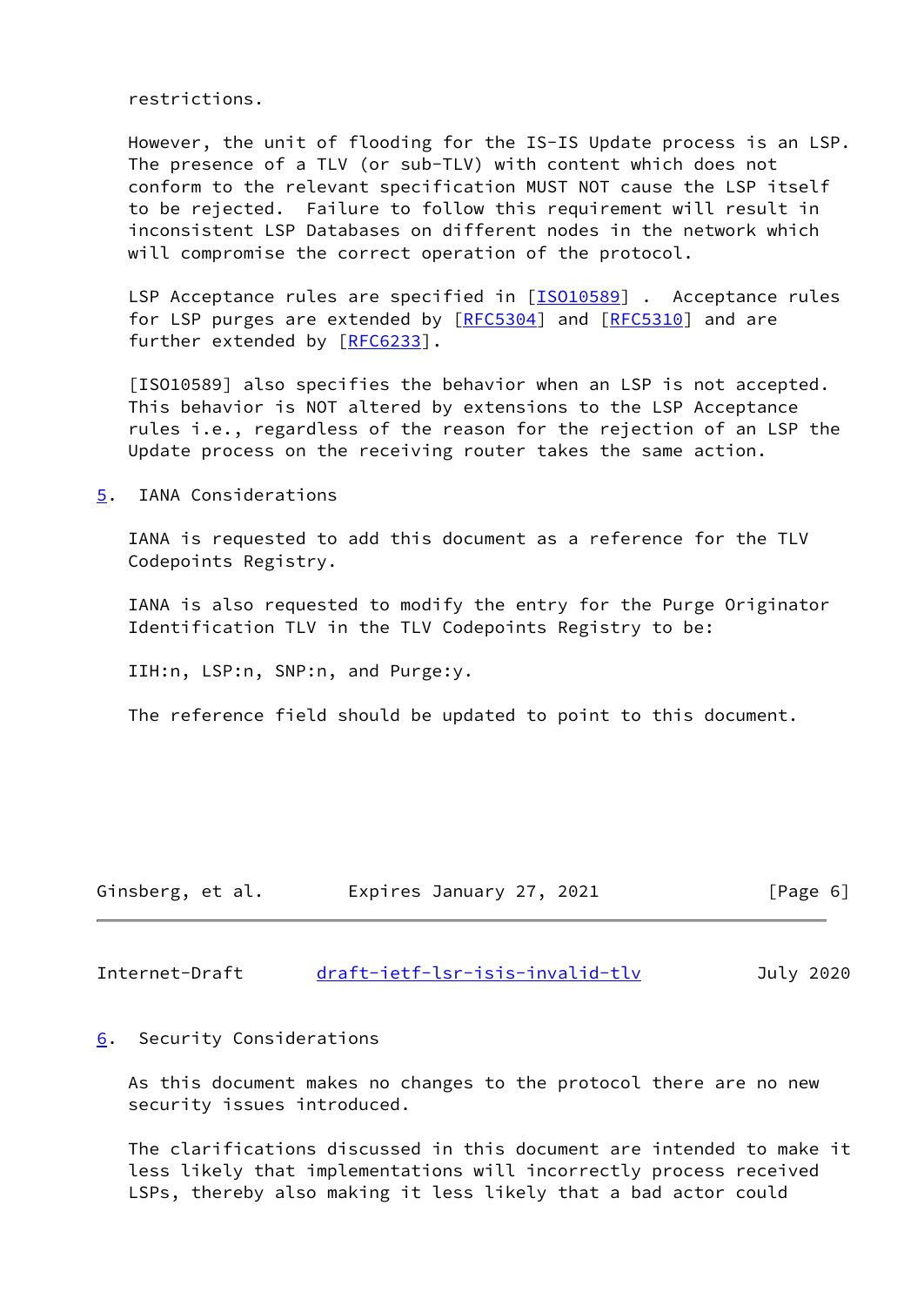restrictions.

However, the unit of flooding for the IS-IS Update process is an LSP. The presence of a TLV (or sub-TLV) with content which does not conform to the relevant specification MUST NOT cause the LSP itself to be rejected. Failure to follow this requirement will result in inconsistent LSP Databases on different nodes in the network which will compromise the correct operation of the protocol.

LSP Acceptance rules are specified in [ISO10589] . Acceptance rules for LSP purges are extended by [RFC5304] and [RFC5310] and are further extended by [RFC6233].

[ISO10589] also specifies the behavior when an LSP is not accepted. This behavior is NOT altered by extensions to the LSP Acceptance rules i.e., regardless of the reason for the rejection of an LSP the Update process on the receiving router takes the same action.

## 5. IANA Considerations

IANA is requested to add this document as a reference for the TLV Codepoints Registry.

IANA is also requested to modify the entry for the Purge Originator Identification TLV in the TLV Codepoints Registry to be:

IIH:n, LSP:n, SNP:n, and Purge:y.

The reference field should be updated to point to this document.

## 6. Security Considerations

As this document makes no changes to the protocol there are no new security issues introduced.

The clarifications discussed in this document are intended to make it less likely that implementations will incorrectly process received LSPs, thereby also making it less likely that a bad actor could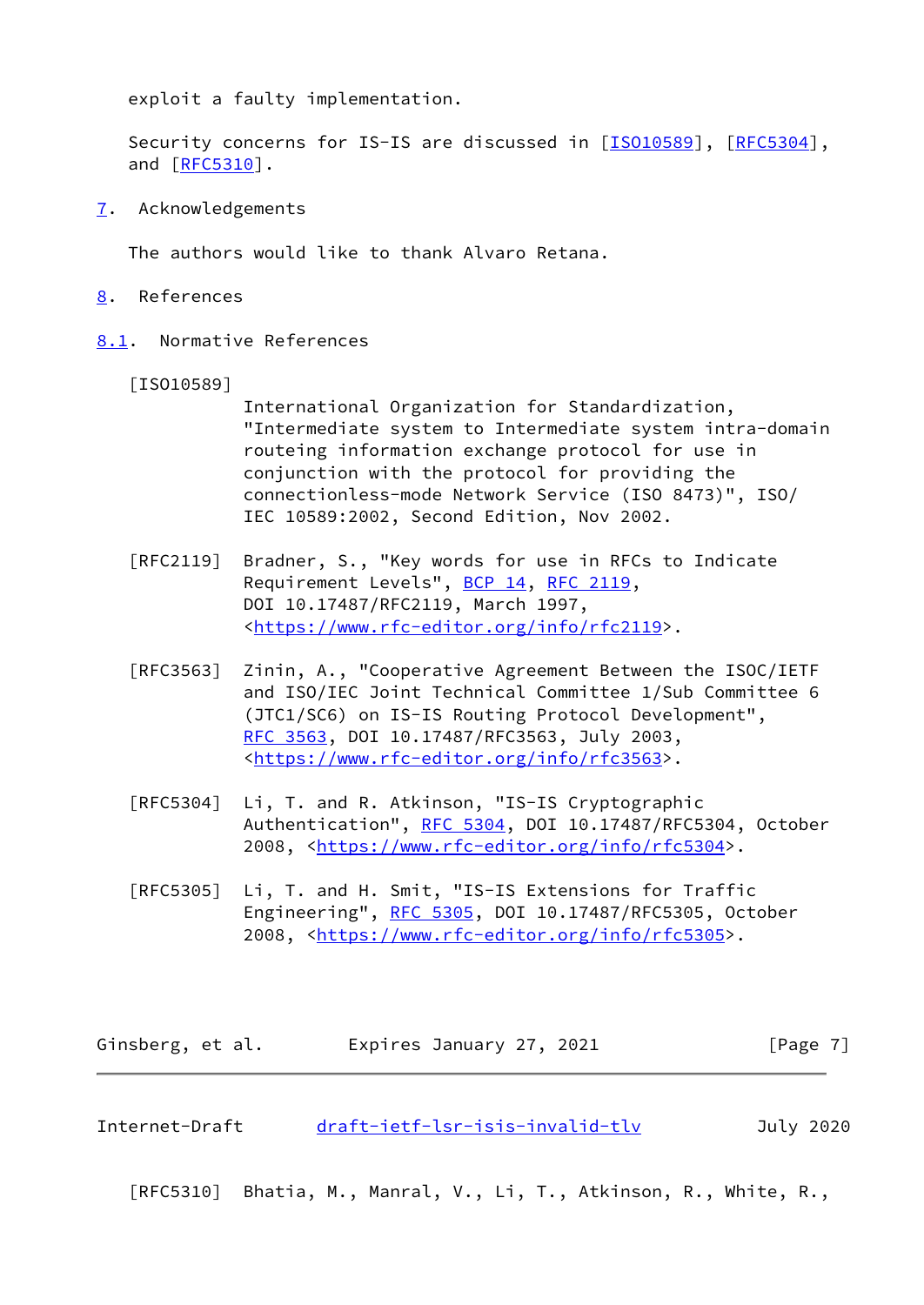exploit a faulty implementation.

Security concerns for IS-IS are discussed in [ISO10589], [RFC5304], and [RFC5310].

## 7. Acknowledgements

The authors would like to thank Alvaro Retana.

## 8. References

### 8.1. Normative References

[ISO10589]
International Organization for Standardization, "Intermediate system to Intermediate system intra-domain routeing information exchange protocol for use in conjunction with the protocol for providing the connectionless-mode Network Service (ISO 8473)", ISO/IEC 10589:2002, Second Edition, Nov 2002.

[RFC2119] Bradner, S., "Key words for use in RFCs to Indicate Requirement Levels", BCP 14, RFC 2119, DOI 10.17487/RFC2119, March 1997, <https://www.rfc-editor.org/info/rfc2119>.

[RFC3563] Zinin, A., "Cooperative Agreement Between the ISOC/IETF and ISO/IEC Joint Technical Committee 1/Sub Committee 6 (JTC1/SC6) on IS-IS Routing Protocol Development", RFC 3563, DOI 10.17487/RFC3563, July 2003, <https://www.rfc-editor.org/info/rfc3563>.

[RFC5304] Li, T. and R. Atkinson, "IS-IS Cryptographic Authentication", RFC 5304, DOI 10.17487/RFC5304, October 2008, <https://www.rfc-editor.org/info/rfc5304>.

[RFC5305] Li, T. and H. Smit, "IS-IS Extensions for Traffic Engineering", RFC 5305, DOI 10.17487/RFC5305, October 2008, <https://www.rfc-editor.org/info/rfc5305>.

[RFC5310] Bhatia, M., Manral, V., Li, T., Atkinson, R., White, R.,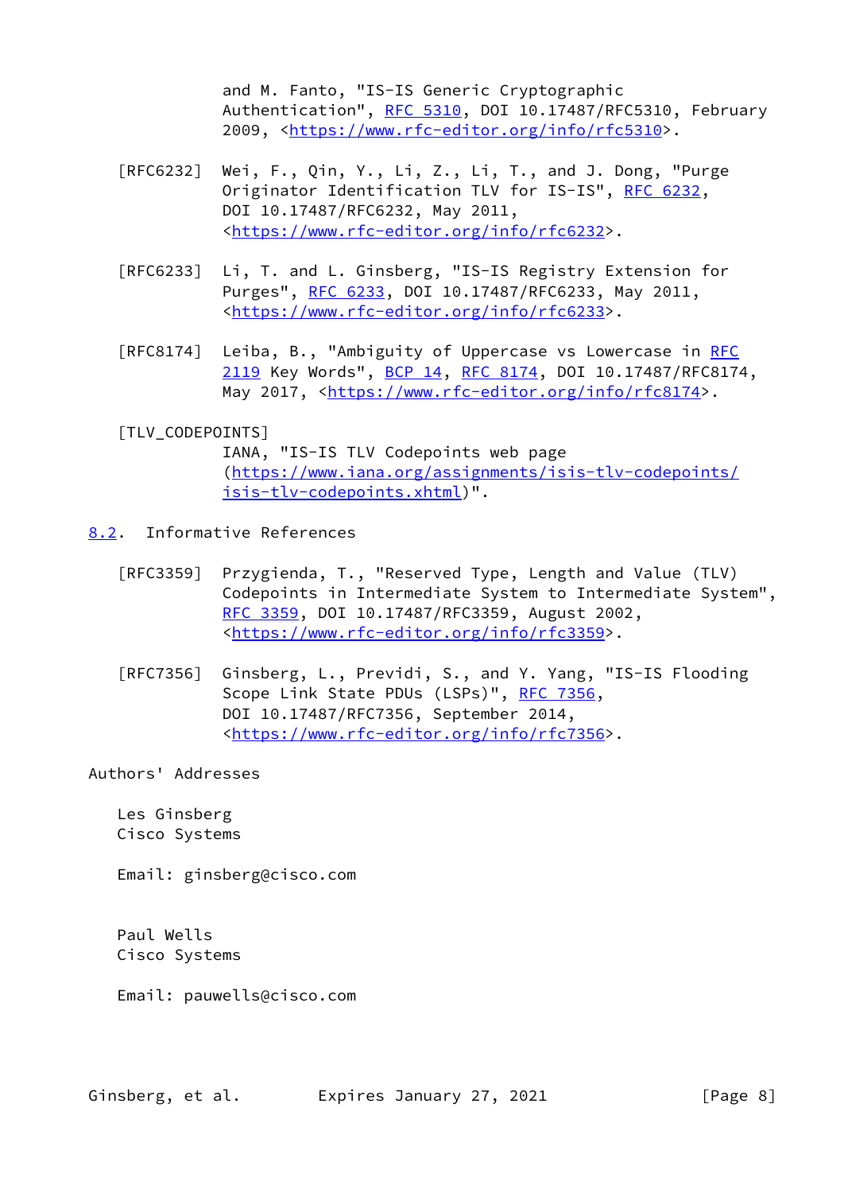and M. Fanto, "IS-IS Generic Cryptographic Authentication", RFC 5310, DOI 10.17487/RFC5310, February 2009, <https://www.rfc-editor.org/info/rfc5310>.

[RFC6232] Wei, F., Qin, Y., Li, Z., Li, T., and J. Dong, "Purge Originator Identification TLV for IS-IS", RFC 6232, DOI 10.17487/RFC6232, May 2011, <https://www.rfc-editor.org/info/rfc6232>.

[RFC6233] Li, T. and L. Ginsberg, "IS-IS Registry Extension for Purges", RFC 6233, DOI 10.17487/RFC6233, May 2011, <https://www.rfc-editor.org/info/rfc6233>.

[RFC8174] Leiba, B., "Ambiguity of Uppercase vs Lowercase in RFC 2119 Key Words", BCP 14, RFC 8174, DOI 10.17487/RFC8174, May 2017, <https://www.rfc-editor.org/info/rfc8174>.

[TLV_CODEPOINTS]
IANA, "IS-IS TLV Codepoints web page (https://www.iana.org/assignments/isis-tlv-codepoints/isis-tlv-codepoints.xhtml)".

## 8.2. Informative References

[RFC3359] Przygienda, T., "Reserved Type, Length and Value (TLV) Codepoints in Intermediate System to Intermediate System", RFC 3359, DOI 10.17487/RFC3359, August 2002, <https://www.rfc-editor.org/info/rfc3359>.

[RFC7356] Ginsberg, L., Previdi, S., and Y. Yang, "IS-IS Flooding Scope Link State PDUs (LSPs)", RFC 7356, DOI 10.17487/RFC7356, September 2014, <https://www.rfc-editor.org/info/rfc7356>.

## Authors' Addresses

Les Ginsberg
Cisco Systems

Email: ginsberg@cisco.com

Paul Wells
Cisco Systems

Email: pauwells@cisco.com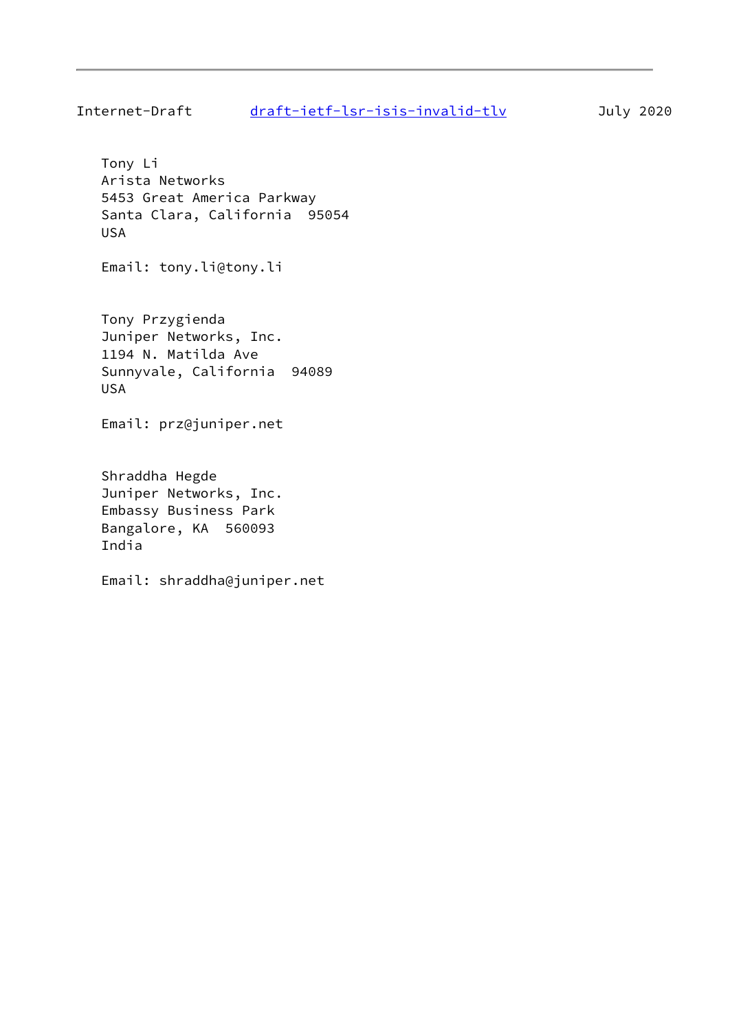Tony Li
Arista Networks
5453 Great America Parkway
Santa Clara, California  95054
USA

Email: tony.li@tony.li

Tony Przygienda
Juniper Networks, Inc.
1194 N. Matilda Ave
Sunnyvale, California  94089
USA

Email: prz@juniper.net

Shraddha Hegde
Juniper Networks, Inc.
Embassy Business Park
Bangalore, KA  560093
India

Email: shraddha@juniper.net